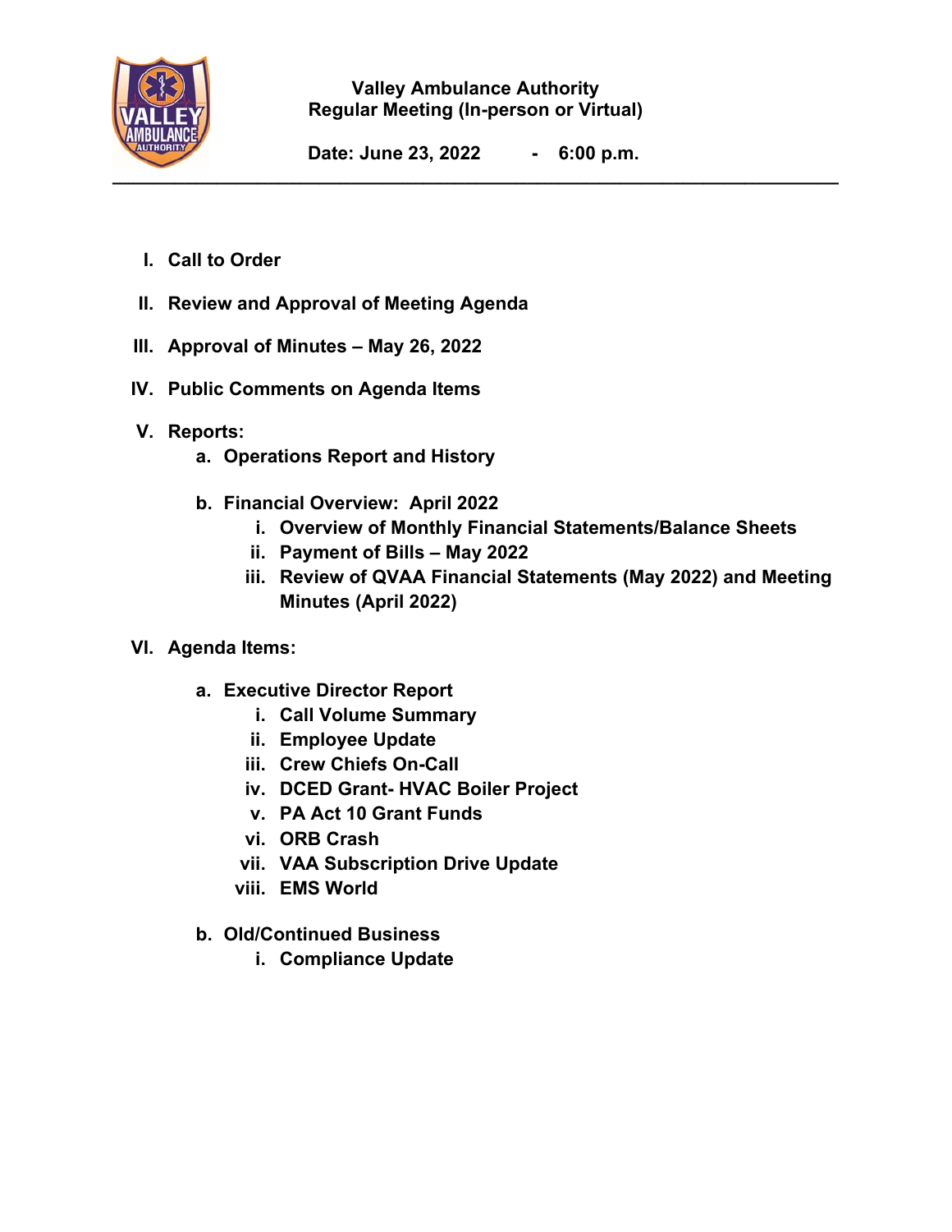# Valley Ambulance Authority

## Regular Meeting (In-person or Virtual)

**Date: June 23, 2022 - 6:00 p.m.**

---

I. **Call to Order**

II. **Review and Approval of Meeting Agenda**

III. **Approval of Minutes – May 26, 2022**

IV. **Public Comments on Agenda Items**

V. **Reports:**
   - a. **Operations Report and History**
   - b. **Financial Overview: April 2022**
     - i. **Overview of Monthly Financial Statements/Balance Sheets**
     - ii. **Payment of Bills – May 2022**
     - iii. **Review of QVAA Financial Statements (May 2022) and Meeting Minutes (April 2022)**

VI. **Agenda Items:**
   - a. **Executive Director Report**
     - i. **Call Volume Summary**
     - ii. **Employee Update**
     - iii. **Crew Chiefs On-Call**
     - iv. **DCED Grant- HVAC Boiler Project**
     - v. **PA Act 10 Grant Funds**
     - vi. **ORB Crash**
     - vii. **VAA Subscription Drive Update**
     - viii. **EMS World**
   - b. **Old/Continued Business**
     - i. **Compliance Update**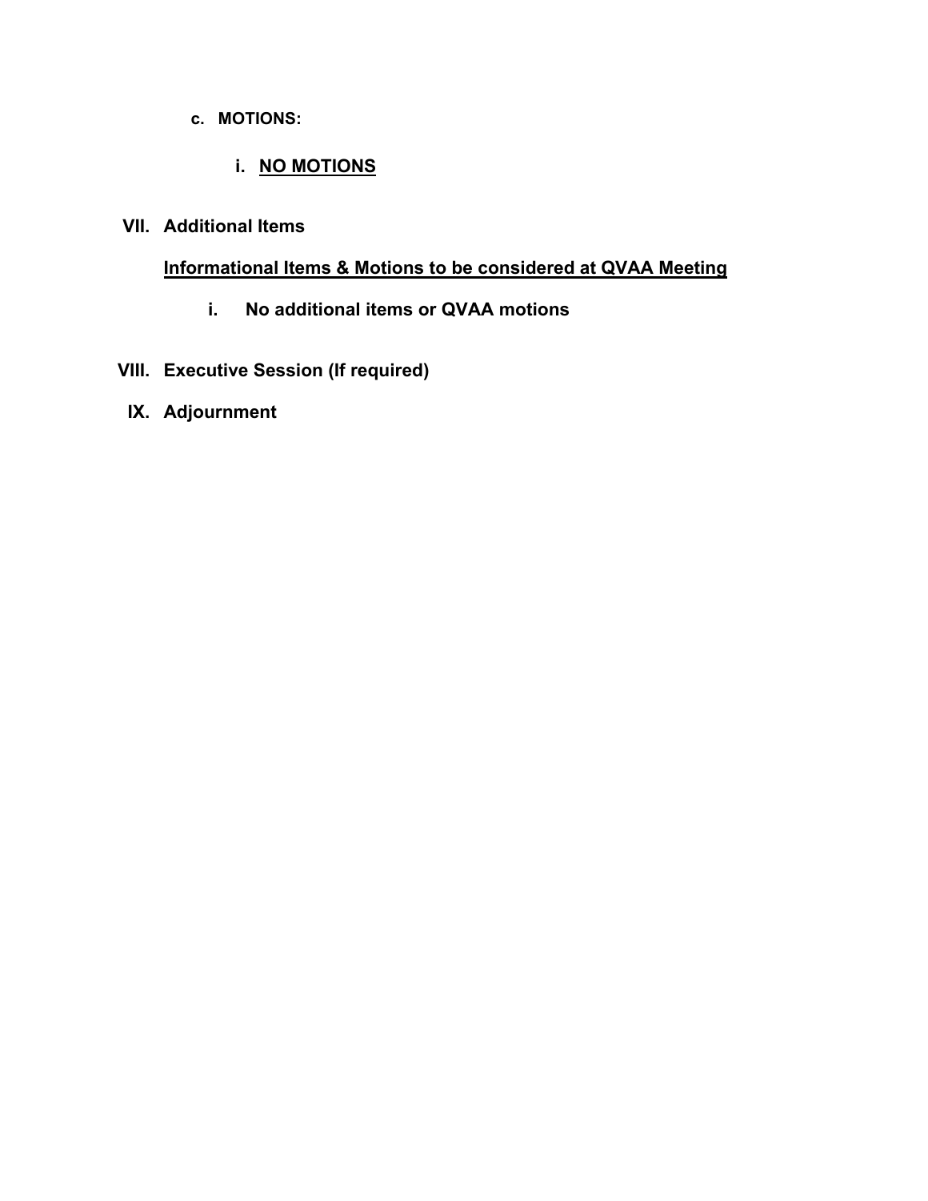**c. MOTIONS:**

**i. <u>NO MOTIONS</u>**

**VII. Additional Items**

**<u>Informational Items & Motions to be considered at QVAA Meeting</u>**

**i. No additional items or QVAA motions**

**VIII. Executive Session (If required)**

**IX. Adjournment**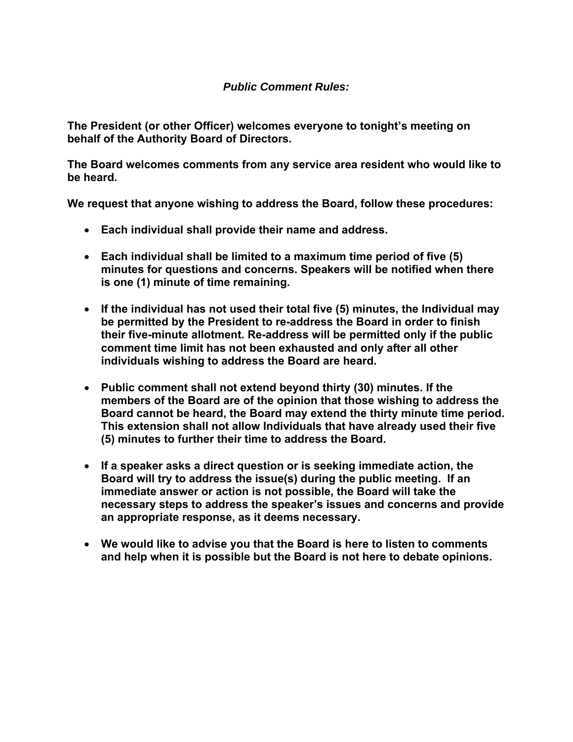***Public Comment Rules:***

**The President (or other Officer) welcomes everyone to tonight's meeting on behalf of the Authority Board of Directors.**

**The Board welcomes comments from any service area resident who would like to be heard.**

**We request that anyone wishing to address the Board, follow these procedures:**

- **Each individual shall provide their name and address.**
- **Each individual shall be limited to a maximum time period of five (5) minutes for questions and concerns. Speakers will be notified when there is one (1) minute of time remaining.**
- **If the individual has not used their total five (5) minutes, the Individual may be permitted by the President to re-address the Board in order to finish their five-minute allotment. Re-address will be permitted only if the public comment time limit has not been exhausted and only after all other individuals wishing to address the Board are heard.**
- **Public comment shall not extend beyond thirty (30) minutes. If the members of the Board are of the opinion that those wishing to address the Board cannot be heard, the Board may extend the thirty minute time period. This extension shall not allow Individuals that have already used their five (5) minutes to further their time to address the Board.**
- **If a speaker asks a direct question or is seeking immediate action, the Board will try to address the issue(s) during the public meeting. If an immediate answer or action is not possible, the Board will take the necessary steps to address the speaker's issues and concerns and provide an appropriate response, as it deems necessary.**
- **We would like to advise you that the Board is here to listen to comments and help when it is possible but the Board is not here to debate opinions.**